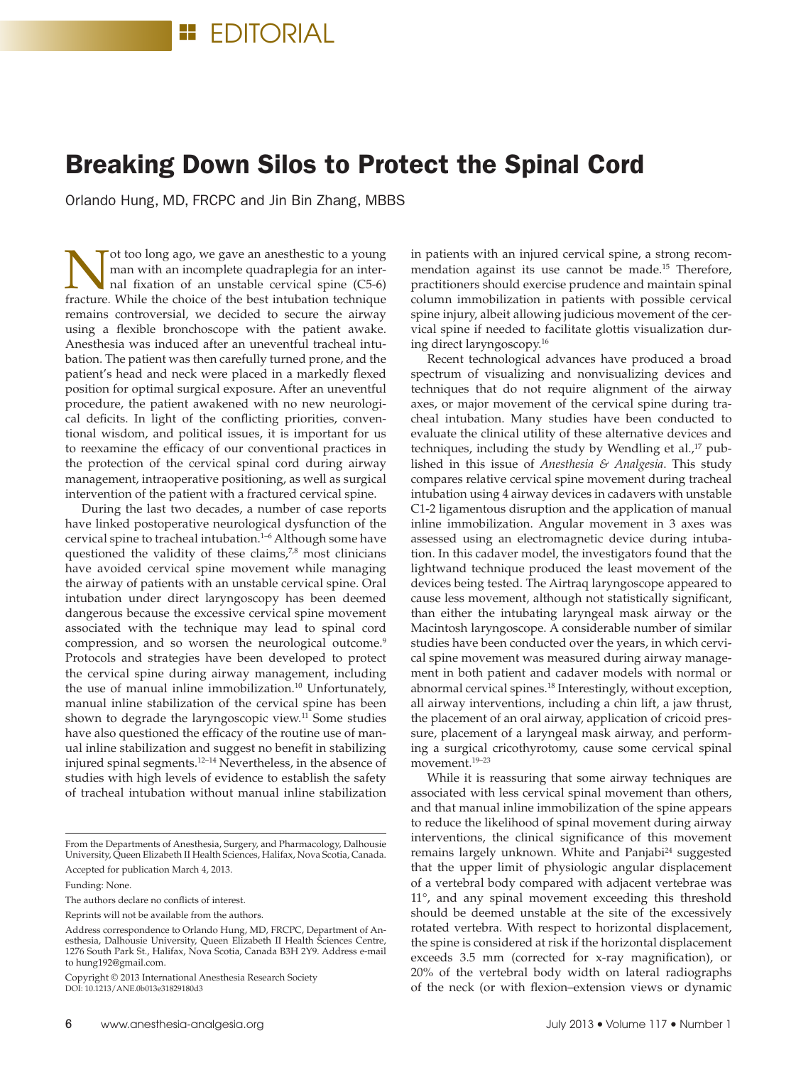EDITORIAL

# Breaking Down Silos to Protect the Spinal Cord

Orlando Hung, MD, FRCPC and Jin Bin Zhang, MBBS

Not too long ago, we gave an anesthetic to a young man with an incomplete quadraplegia for an internal fixation of an unstable cervical spine (C5-6) fracture. While the choice of the best intubation technique remains controversial, we decided to secure the airway using a flexible bronchoscope with the patient awake. Anesthesia was induced after an uneventful tracheal intubation. The patient was then carefully turned prone, and the patient's head and neck were placed in a markedly flexed position for optimal surgical exposure. After an uneventful procedure, the patient awakened with no new neurological deficits. In light of the conflicting priorities, conventional wisdom, and political issues, it is important for us to reexamine the efficacy of our conventional practices in the protection of the cervical spinal cord during airway management, intraoperative positioning, as well as surgical intervention of the patient with a fractured cervical spine.

During the last two decades, a number of case reports have linked postoperative neurological dysfunction of the cervical spine to tracheal intubation.[1–6] Although some have questioned the validity of these claims,[7,8] most clinicians have avoided cervical spine movement while managing the airway of patients with an unstable cervical spine. Oral intubation under direct laryngoscopy has been deemed dangerous because the excessive cervical spine movement associated with the technique may lead to spinal cord compression, and so worsen the neurological outcome.[9] Protocols and strategies have been developed to protect the cervical spine during airway management, including the use of manual inline immobilization.[10] Unfortunately, manual inline stabilization of the cervical spine has been shown to degrade the laryngoscopic view.[11] Some studies have also questioned the efficacy of the routine use of manual inline stabilization and suggest no benefit in stabilizing injured spinal segments.[12–14] Nevertheless, in the absence of studies with high levels of evidence to establish the safety of tracheal intubation without manual inline stabilization in patients with an injured cervical spine, a strong recommendation against its use cannot be made.[15] Therefore, practitioners should exercise prudence and maintain spinal column immobilization in patients with possible cervical spine injury, albeit allowing judicious movement of the cervical spine if needed to facilitate glottis visualization during direct laryngoscopy.[16]

Recent technological advances have produced a broad spectrum of visualizing and nonvisualizing devices and techniques that do not require alignment of the airway axes, or major movement of the cervical spine during tracheal intubation. Many studies have been conducted to evaluate the clinical utility of these alternative devices and techniques, including the study by Wendling et al.,[17] published in this issue of *Anesthesia & Analgesia*. This study compares relative cervical spine movement during tracheal intubation using 4 airway devices in cadavers with unstable C1-2 ligamentous disruption and the application of manual inline immobilization. Angular movement in 3 axes was assessed using an electromagnetic device during intubation. In this cadaver model, the investigators found that the lightwand technique produced the least movement of the devices being tested. The Airtraq laryngoscope appeared to cause less movement, although not statistically significant, than either the intubating laryngeal mask airway or the Macintosh laryngoscope. A considerable number of similar studies have been conducted over the years, in which cervical spine movement was measured during airway management in both patient and cadaver models with normal or abnormal cervical spines.[18] Interestingly, without exception, all airway interventions, including a chin lift, a jaw thrust, the placement of an oral airway, application of cricoid pressure, placement of a laryngeal mask airway, and performing a surgical cricothyrotomy, cause some cervical spinal movement.[19–23]

While it is reassuring that some airway techniques are associated with less cervical spinal movement than others, and that manual inline immobilization of the spine appears to reduce the likelihood of spinal movement during airway interventions, the clinical significance of this movement remains largely unknown. White and Panjabi[24] suggested that the upper limit of physiologic angular displacement of a vertebral body compared with adjacent vertebrae was 11°, and any spinal movement exceeding this threshold should be deemed unstable at the site of the excessively rotated vertebra. With respect to horizontal displacement, the spine is considered at risk if the horizontal displacement exceeds 3.5 mm (corrected for x-ray magnification), or 20% of the vertebral body width on lateral radiographs of the neck (or with flexion–extension views or dynamic

---

From the Departments of Anesthesia, Surgery, and Pharmacology, Dalhousie University, Queen Elizabeth II Health Sciences, Halifax, Nova Scotia, Canada.

Accepted for publication March 4, 2013.

Funding: None.

The authors declare no conflicts of interest.

Reprints will not be available from the authors.

Address correspondence to Orlando Hung, MD, FRCPC, Department of Anesthesia, Dalhousie University, Queen Elizabeth II Health Sciences Centre, 1276 South Park St., Halifax, Nova Scotia, Canada B3H 2Y9. Address e-mail to hung192@gmail.com.

Copyright © 2013 International Anesthesia Research Society
DOI: 10.1213/ANE.0b013e31829180d3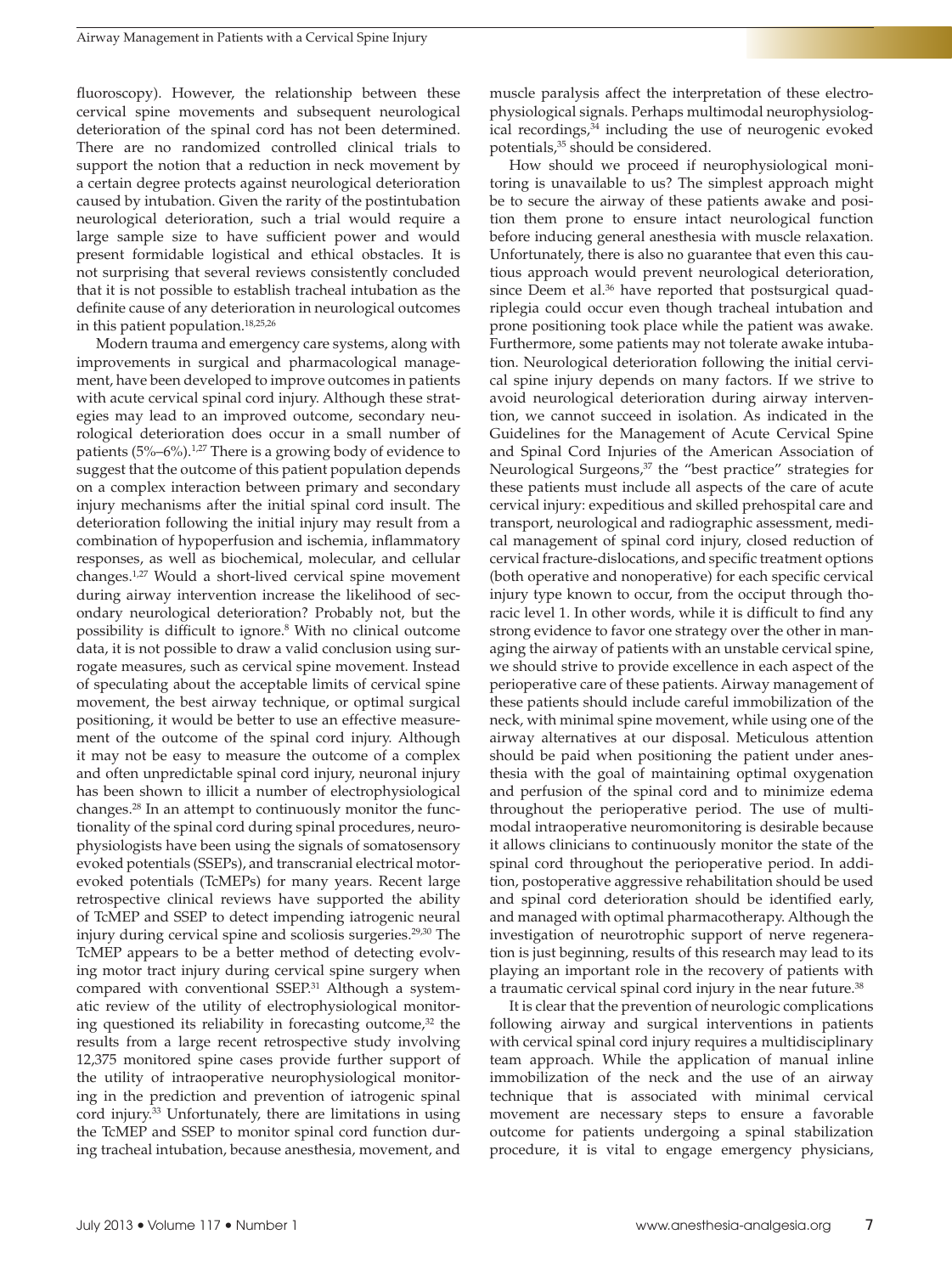fluoroscopy). However, the relationship between these cervical spine movements and subsequent neurological deterioration of the spinal cord has not been determined. There are no randomized controlled clinical trials to support the notion that a reduction in neck movement by a certain degree protects against neurological deterioration caused by intubation. Given the rarity of the postintubation neurological deterioration, such a trial would require a large sample size to have sufficient power and would present formidable logistical and ethical obstacles. It is not surprising that several reviews consistently concluded that it is not possible to establish tracheal intubation as the definite cause of any deterioration in neurological outcomes in this patient population.[18,25,26]

Modern trauma and emergency care systems, along with improvements in surgical and pharmacological management, have been developed to improve outcomes in patients with acute cervical spinal cord injury. Although these strategies may lead to an improved outcome, secondary neurological deterioration does occur in a small number of patients (5%–6%).[1,27] There is a growing body of evidence to suggest that the outcome of this patient population depends on a complex interaction between primary and secondary injury mechanisms after the initial spinal cord insult. The deterioration following the initial injury may result from a combination of hypoperfusion and ischemia, inflammatory responses, as well as biochemical, molecular, and cellular changes.[1,27] Would a short-lived cervical spine movement during airway intervention increase the likelihood of secondary neurological deterioration? Probably not, but the possibility is difficult to ignore.[8] With no clinical outcome data, it is not possible to draw a valid conclusion using surrogate measures, such as cervical spine movement. Instead of speculating about the acceptable limits of cervical spine movement, the best airway technique, or optimal surgical positioning, it would be better to use an effective measurement of the outcome of the spinal cord injury. Although it may not be easy to measure the outcome of a complex and often unpredictable spinal cord injury, neuronal injury has been shown to illicit a number of electrophysiological changes.[28] In an attempt to continuously monitor the functionality of the spinal cord during spinal procedures, neurophysiologists have been using the signals of somatosensory evoked potentials (SSEPs), and transcranial electrical motor-evoked potentials (TcMEPs) for many years. Recent large retrospective clinical reviews have supported the ability of TcMEP and SSEP to detect impending iatrogenic neural injury during cervical spine and scoliosis surgeries.[29,30] The TcMEP appears to be a better method of detecting evolving motor tract injury during cervical spine surgery when compared with conventional SSEP.[31] Although a systematic review of the utility of electrophysiological monitoring questioned its reliability in forecasting outcome,[32] the results from a large recent retrospective study involving 12,375 monitored spine cases provide further support of the utility of intraoperative neurophysiological monitoring in the prediction and prevention of iatrogenic spinal cord injury.[33] Unfortunately, there are limitations in using the TcMEP and SSEP to monitor spinal cord function during tracheal intubation, because anesthesia, movement, and muscle paralysis affect the interpretation of these electrophysiological signals. Perhaps multimodal neurophysiological recordings,[34] including the use of neurogenic evoked potentials,[35] should be considered.

How should we proceed if neurophysiological monitoring is unavailable to us? The simplest approach might be to secure the airway of these patients awake and position them prone to ensure intact neurological function before inducing general anesthesia with muscle relaxation. Unfortunately, there is also no guarantee that even this cautious approach would prevent neurological deterioration, since Deem et al.[36] have reported that postsurgical quadriplegia could occur even though tracheal intubation and prone positioning took place while the patient was awake. Furthermore, some patients may not tolerate awake intubation. Neurological deterioration following the initial cervical spine injury depends on many factors. If we strive to avoid neurological deterioration during airway intervention, we cannot succeed in isolation. As indicated in the Guidelines for the Management of Acute Cervical Spine and Spinal Cord Injuries of the American Association of Neurological Surgeons,[37] the "best practice" strategies for these patients must include all aspects of the care of acute cervical injury: expeditious and skilled prehospital care and transport, neurological and radiographic assessment, medical management of spinal cord injury, closed reduction of cervical fracture-dislocations, and specific treatment options (both operative and nonoperative) for each specific cervical injury type known to occur, from the occiput through thoracic level 1. In other words, while it is difficult to find any strong evidence to favor one strategy over the other in managing the airway of patients with an unstable cervical spine, we should strive to provide excellence in each aspect of the perioperative care of these patients. Airway management of these patients should include careful immobilization of the neck, with minimal spine movement, while using one of the airway alternatives at our disposal. Meticulous attention should be paid when positioning the patient under anesthesia with the goal of maintaining optimal oxygenation and perfusion of the spinal cord and to minimize edema throughout the perioperative period. The use of multimodal intraoperative neuromonitoring is desirable because it allows clinicians to continuously monitor the state of the spinal cord throughout the perioperative period. In addition, postoperative aggressive rehabilitation should be used and spinal cord deterioration should be identified early, and managed with optimal pharmacotherapy. Although the investigation of neurotrophic support of nerve regeneration is just beginning, results of this research may lead to its playing an important role in the recovery of patients with a traumatic cervical spinal cord injury in the near future.[38]

It is clear that the prevention of neurologic complications following airway and surgical interventions in patients with cervical spinal cord injury requires a multidisciplinary team approach. While the application of manual inline immobilization of the neck and the use of an airway technique that is associated with minimal cervical movement are necessary steps to ensure a favorable outcome for patients undergoing a spinal stabilization procedure, it is vital to engage emergency physicians,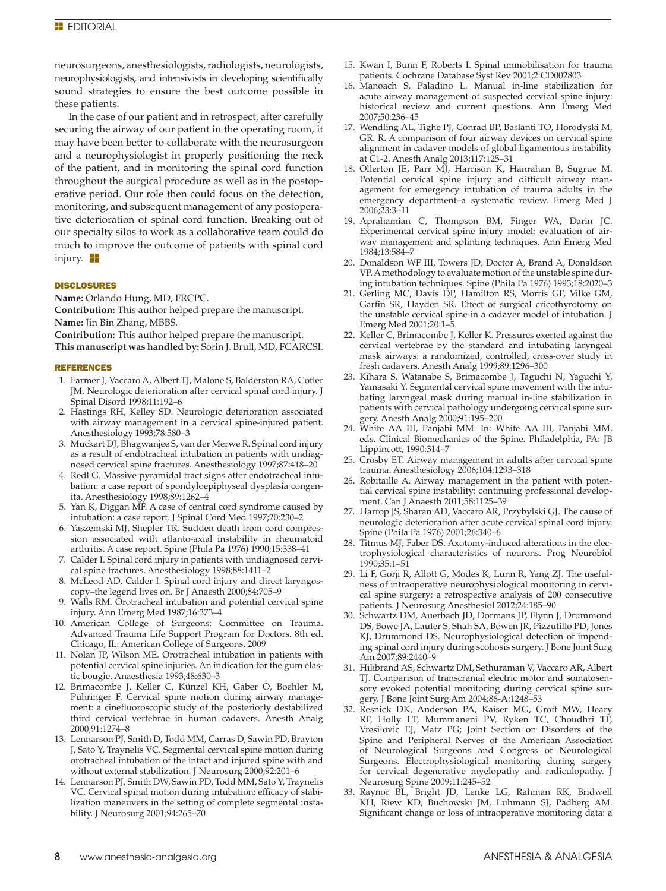neurosurgeons, anesthesiologists, radiologists, neurologists, neurophysiologists, and intensivists in developing scientifically sound strategies to ensure the best outcome possible in these patients.

In the case of our patient and in retrospect, after carefully securing the airway of our patient in the operating room, it may have been better to collaborate with the neurosurgeon and a neurophysiologist in properly positioning the neck of the patient, and in monitoring the spinal cord function throughout the surgical procedure as well as in the postoperative period. Our role then could focus on the detection, monitoring, and subsequent management of any postoperative deterioration of spinal cord function. Breaking out of our specialty silos to work as a collaborative team could do much to improve the outcome of patients with spinal cord injury.

## DISCLOSURES

**Name:** Orlando Hung, MD, FRCPC.
**Contribution:** This author helped prepare the manuscript.
**Name:** Jin Bin Zhang, MBBS.
**Contribution:** This author helped prepare the manuscript.
**This manuscript was handled by:** Sorin J. Brull, MD, FCARCSI.

## REFERENCES

1. Farmer J, Vaccaro A, Albert TJ, Malone S, Balderston RA, Cotler JM. Neurologic deterioration after cervical spinal cord injury. J Spinal Disord 1998;11:192–6
2. Hastings RH, Kelley SD. Neurologic deterioration associated with airway management in a cervical spine-injured patient. Anesthesiology 1993;78:580–3
3. Muckart DJ, Bhagwanjee S, van der Merwe R. Spinal cord injury as a result of endotracheal intubation in patients with undiagnosed cervical spine fractures. Anesthesiology 1997;87:418–20
4. Redl G. Massive pyramidal tract signs after endotracheal intubation: a case report of spondyloepiphyseal dysplasia congenita. Anesthesiology 1998;89:1262–4
5. Yan K, Diggan MF. A case of central cord syndrome caused by intubation: a case report. J Spinal Cord Med 1997;20:230–2
6. Yaszemski MJ, Shepler TR. Sudden death from cord compression associated with atlanto-axial instability in rheumatoid arthritis. A case report. Spine (Phila Pa 1976) 1990;15:338–41
7. Calder I. Spinal cord injury in patients with undiagnosed cervical spine fractures. Anesthesiology 1998;88:1411–2
8. McLeod AD, Calder I. Spinal cord injury and direct laryngoscopy–the legend lives on. Br J Anaesth 2000;84:705–9
9. Walls RM. Orotracheal intubation and potential cervical spine injury. Ann Emerg Med 1987;16:373–4
10. American College of Surgeons: Committee on Trauma. Advanced Trauma Life Support Program for Doctors. 8th ed. Chicago, IL: American College of Surgeons, 2009
11. Nolan JP, Wilson ME. Orotracheal intubation in patients with potential cervical spine injuries. An indication for the gum elastic bougie. Anaesthesia 1993;48:630–3
12. Brimacombe J, Keller C, Künzel KH, Gaber O, Boehler M, Pühringer F. Cervical spine motion during airway management: a cinefluoroscopic study of the posteriorly destabilized third cervical vertebrae in human cadavers. Anesth Analg 2000;91:1274–8
13. Lennarson PJ, Smith D, Todd MM, Carras D, Sawin PD, Brayton J, Sato Y, Traynelis VC. Segmental cervical spine motion during orotracheal intubation of the intact and injured spine with and without external stabilization. J Neurosurg 2000;92:201–6
14. Lennarson PJ, Smith DW, Sawin PD, Todd MM, Sato Y, Traynelis VC. Cervical spinal motion during intubation: efficacy of stabilization maneuvers in the setting of complete segmental instability. J Neurosurg 2001;94:265–70
15. Kwan I, Bunn F, Roberts I. Spinal immobilisation for trauma patients. Cochrane Database Syst Rev 2001;2:CD002803
16. Manoach S, Paladino L. Manual in-line stabilization for acute airway management of suspected cervical spine injury: historical review and current questions. Ann Emerg Med 2007;50:236–45
17. Wendling AL, Tighe PJ, Conrad BP, Baslanti TO, Horodyski M, GR. R. A comparison of four airway devices on cervical spine alignment in cadaver models of global ligamentous instability at C1-2. Anesth Analg 2013;117:125–31
18. Ollerton JE, Parr MJ, Harrison K, Hanrahan B, Sugrue M. Potential cervical spine injury and difficult airway management for emergency intubation of trauma adults in the emergency department–a systematic review. Emerg Med J 2006;23:3–11
19. Aprahamian C, Thompson BM, Finger WA, Darin JC. Experimental cervical spine injury model: evaluation of airway management and splinting techniques. Ann Emerg Med 1984;13:584–7
20. Donaldson WF III, Towers JD, Doctor A, Brand A, Donaldson VP. A methodology to evaluate motion of the unstable spine during intubation techniques. Spine (Phila Pa 1976) 1993;18:2020–3
21. Gerling MC, Davis DP, Hamilton RS, Morris GF, Vilke GM, Garfin SR, Hayden SR. Effect of surgical cricothyrotomy on the unstable cervical spine in a cadaver model of intubation. J Emerg Med 2001;20:1–5
22. Keller C, Brimacombe J, Keller K. Pressures exerted against the cervical vertebrae by the standard and intubating laryngeal mask airways: a randomized, controlled, cross-over study in fresh cadavers. Anesth Analg 1999;89:1296–300
23. Kihara S, Watanabe S, Brimacombe J, Taguchi N, Yaguchi Y, Yamasaki Y. Segmental cervical spine movement with the intubating laryngeal mask during manual in-line stabilization in patients with cervical pathology undergoing cervical spine surgery. Anesth Analg 2000;91:195–200
24. White AA III, Panjabi MM. In: White AA III, Panjabi MM, eds. Clinical Biomechanics of the Spine. Philadelphia, PA: JB Lippincott, 1990:314–7
25. Crosby ET. Airway management in adults after cervical spine trauma. Anesthesiology 2006;104:1293–318
26. Robitaille A. Airway management in the patient with potential cervical spine instability: continuing professional development. Can J Anaesth 2011;58:1125–39
27. Harrop JS, Sharan AD, Vaccaro AR, Przybylski GJ. The cause of neurologic deterioration after acute cervical spinal cord injury. Spine (Phila Pa 1976) 2001;26:340–6
28. Titmus MJ, Faber DS. Axotomy-induced alterations in the electrophysiological characteristics of neurons. Prog Neurobiol 1990;35:1–51
29. Li F, Gorji R, Allott G, Modes K, Lunn R, Yang ZJ. The usefulness of intraoperative neurophysiological monitoring in cervical spine surgery: a retrospective analysis of 200 consecutive patients. J Neurosurg Anesthesiol 2012;24:185–90
30. Schwartz DM, Auerbach JD, Dormans JP, Flynn J, Drummond DS, Bowe JA, Laufer S, Shah SA, Bowen JR, Pizzutillo PD, Jones KJ, Drummond DS. Neurophysiological detection of impending spinal cord injury during scoliosis surgery. J Bone Joint Surg Am 2007;89:2440–9
31. Hilibrand AS, Schwartz DM, Sethuraman V, Vaccaro AR, Albert TJ. Comparison of transcranial electric motor and somatosensory evoked potential monitoring during cervical spine surgery. J Bone Joint Surg Am 2004;86-A:1248–53
32. Resnick DK, Anderson PA, Kaiser MG, Groff MW, Heary RF, Holly LT, Mummaneni PV, Ryken TC, Choudhri TF, Vresilovic EJ, Matz PG; Joint Section on Disorders of the Spine and Peripheral Nerves of the American Association of Neurological Surgeons and Congress of Neurological Surgeons. Electrophysiological monitoring during surgery for cervical degenerative myelopathy and radiculopathy. J Neurosurg Spine 2009;11:245–52
33. Raynor BL, Bright JD, Lenke LG, Rahman RK, Bridwell KH, Riew KD, Buchowski JM, Luhmann SJ, Padberg AM. Significant change or loss of intraoperative monitoring data: a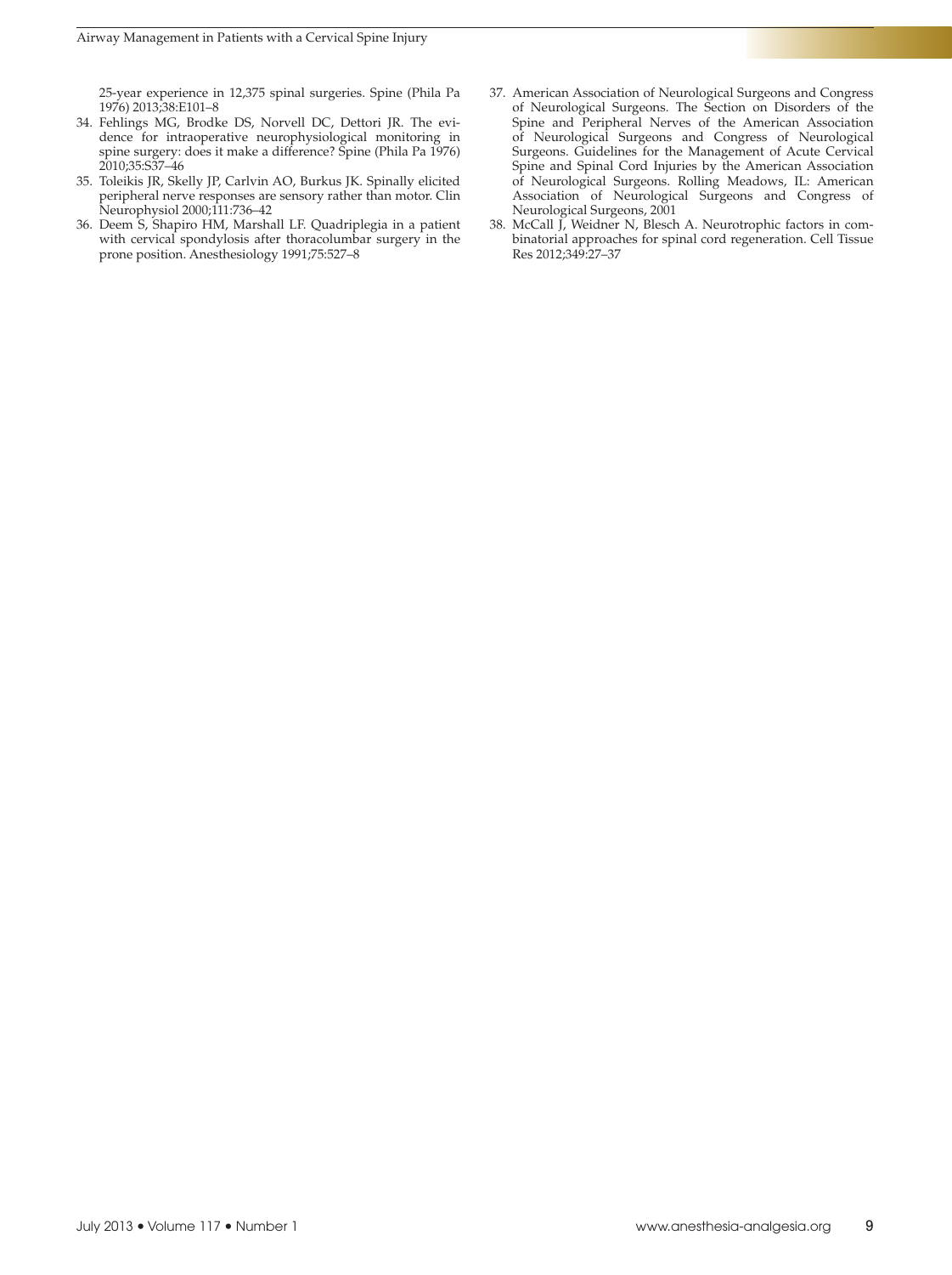25-year experience in 12,375 spinal surgeries. Spine (Phila Pa 1976) 2013;38:E101–8

34. Fehlings MG, Brodke DS, Norvell DC, Dettori JR. The evidence for intraoperative neurophysiological monitoring in spine surgery: does it make a difference? Spine (Phila Pa 1976) 2010;35:S37–46
35. Toleikis JR, Skelly JP, Carlvin AO, Burkus JK. Spinally elicited peripheral nerve responses are sensory rather than motor. Clin Neurophysiol 2000;111:736–42
36. Deem S, Shapiro HM, Marshall LF. Quadriplegia in a patient with cervical spondylosis after thoracolumbar surgery in the prone position. Anesthesiology 1991;75:527–8
37. American Association of Neurological Surgeons and Congress of Neurological Surgeons. The Section on Disorders of the Spine and Peripheral Nerves of the American Association of Neurological Surgeons and Congress of Neurological Surgeons. Guidelines for the Management of Acute Cervical Spine and Spinal Cord Injuries by the American Association of Neurological Surgeons. Rolling Meadows, IL: American Association of Neurological Surgeons and Congress of Neurological Surgeons, 2001
38. McCall J, Weidner N, Blesch A. Neurotrophic factors in combinatorial approaches for spinal cord regeneration. Cell Tissue Res 2012;349:27–37